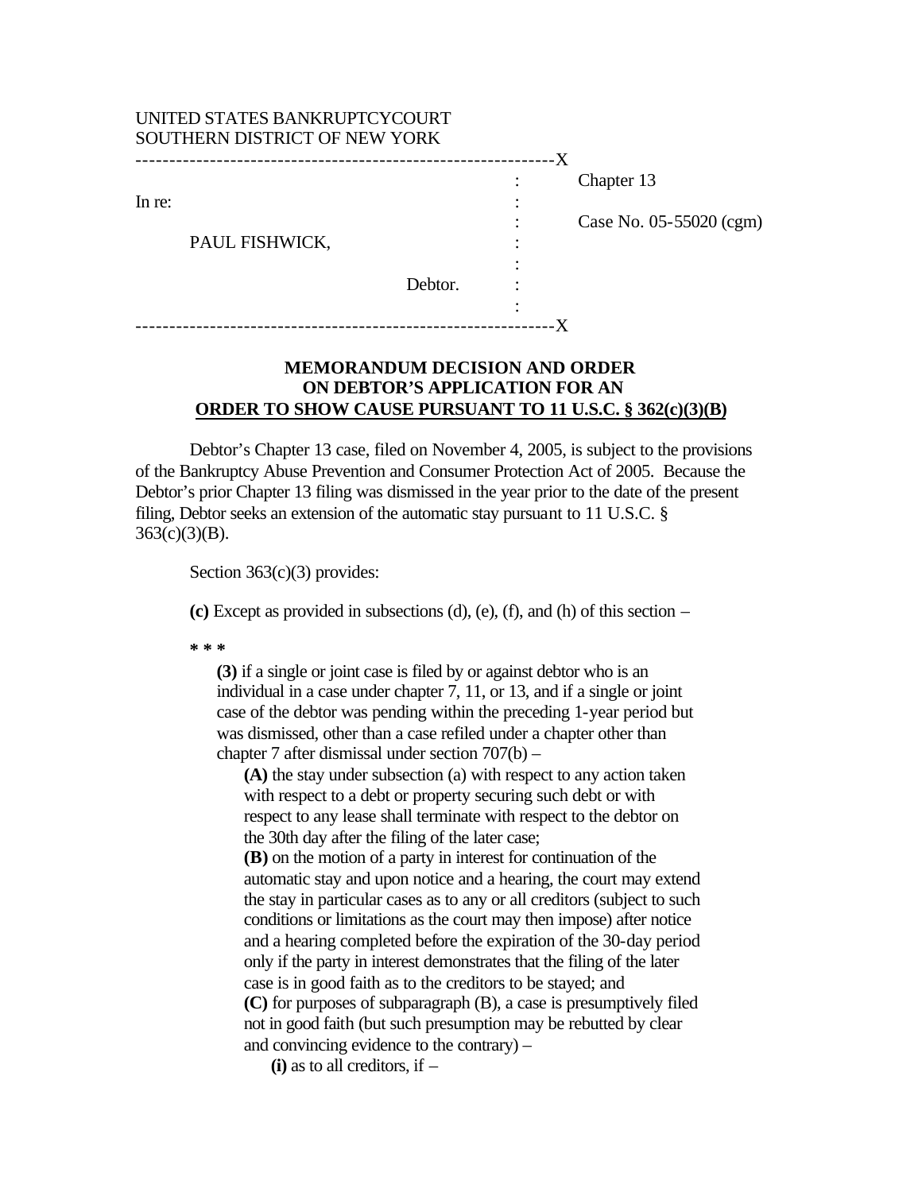UNITED STATES BANKRUPTCYCOURT
SOUTHERN DISTRICT OF NEW YORK

---

In re:

PAUL FISHWICK,

Debtor.

Chapter 13

Case No. 05-55020 (cgm)

---

**MEMORANDUM DECISION AND ORDER**
**ON DEBTOR'S APPLICATION FOR AN**
**ORDER TO SHOW CAUSE PURSUANT TO 11 U.S.C. § 362(c)(3)(B)**

Debtor's Chapter 13 case, filed on November 4, 2005, is subject to the provisions of the Bankruptcy Abuse Prevention and Consumer Protection Act of 2005. Because the Debtor's prior Chapter 13 filing was dismissed in the year prior to the date of the present filing, Debtor seeks an extension of the automatic stay pursuant to 11 U.S.C. § 363(c)(3)(B).

Section 363(c)(3) provides:

> **(c)** Except as provided in subsections (d), (e), (f), and (h) of this section –
>
> **\* \* \***
>
> **(3)** if a single or joint case is filed by or against debtor who is an individual in a case under chapter 7, 11, or 13, and if a single or joint case of the debtor was pending within the preceding 1-year period but was dismissed, other than a case refiled under a chapter other than chapter 7 after dismissal under section 707(b) –
>
> **(A)** the stay under subsection (a) with respect to any action taken with respect to a debt or property securing such debt or with respect to any lease shall terminate with respect to the debtor on the 30th day after the filing of the later case;
>
> **(B)** on the motion of a party in interest for continuation of the automatic stay and upon notice and a hearing, the court may extend the stay in particular cases as to any or all creditors (subject to such conditions or limitations as the court may then impose) after notice and a hearing completed before the expiration of the 30-day period only if the party in interest demonstrates that the filing of the later case is in good faith as to the creditors to be stayed; and
>
> **(C)** for purposes of subparagraph (B), a case is presumptively filed not in good faith (but such presumption may be rebutted by clear and convincing evidence to the contrary) –
>
> **(i)** as to all creditors, if –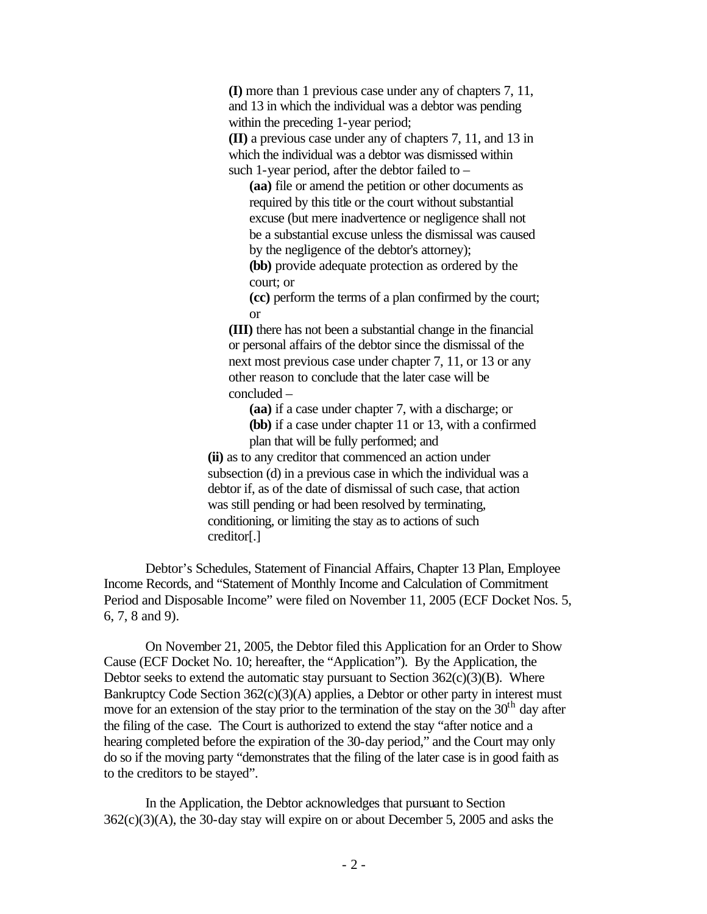> **(I)** more than 1 previous case under any of chapters 7, 11, and 13 in which the individual was a debtor was pending within the preceding 1-year period;
>
> **(II)** a previous case under any of chapters 7, 11, and 13 in which the individual was a debtor was dismissed within such 1-year period, after the debtor failed to –
>
> > **(aa)** file or amend the petition or other documents as required by this title or the court without substantial excuse (but mere inadvertence or negligence shall not be a substantial excuse unless the dismissal was caused by the negligence of the debtor's attorney);
> >
> > **(bb)** provide adequate protection as ordered by the court; or
> >
> > **(cc)** perform the terms of a plan confirmed by the court; or
>
> **(III)** there has not been a substantial change in the financial or personal affairs of the debtor since the dismissal of the next most previous case under chapter 7, 11, or 13 or any other reason to conclude that the later case will be concluded –
>
> > **(aa)** if a case under chapter 7, with a discharge; or
> >
> > **(bb)** if a case under chapter 11 or 13, with a confirmed plan that will be fully performed; and
>
> **(ii)** as to any creditor that commenced an action under subsection (d) in a previous case in which the individual was a debtor if, as of the date of dismissal of such case, that action was still pending or had been resolved by terminating, conditioning, or limiting the stay as to actions of such creditor[.]

Debtor's Schedules, Statement of Financial Affairs, Chapter 13 Plan, Employee Income Records, and "Statement of Monthly Income and Calculation of Commitment Period and Disposable Income" were filed on November 11, 2005 (ECF Docket Nos. 5, 6, 7, 8 and 9).

On November 21, 2005, the Debtor filed this Application for an Order to Show Cause (ECF Docket No. 10; hereafter, the "Application"). By the Application, the Debtor seeks to extend the automatic stay pursuant to Section 362(c)(3)(B). Where Bankruptcy Code Section 362(c)(3)(A) applies, a Debtor or other party in interest must move for an extension of the stay prior to the termination of the stay on the 30th day after the filing of the case. The Court is authorized to extend the stay "after notice and a hearing completed before the expiration of the 30-day period," and the Court may only do so if the moving party "demonstrates that the filing of the later case is in good faith as to the creditors to be stayed".

In the Application, the Debtor acknowledges that pursuant to Section 362(c)(3)(A), the 30-day stay will expire on or about December 5, 2005 and asks the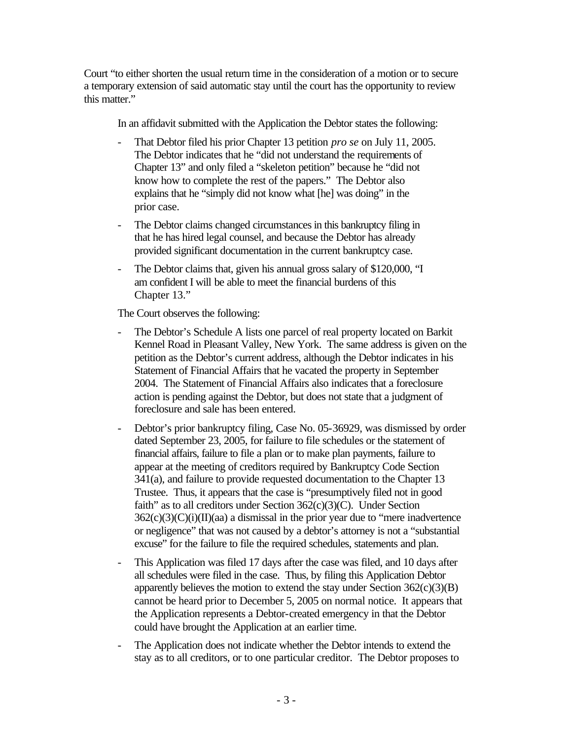Court "to either shorten the usual return time in the consideration of a motion or to secure a temporary extension of said automatic stay until the court has the opportunity to review this matter."

In an affidavit submitted with the Application the Debtor states the following:

- That Debtor filed his prior Chapter 13 petition *pro se* on July 11, 2005. The Debtor indicates that he "did not understand the requirements of Chapter 13" and only filed a "skeleton petition" because he "did not know how to complete the rest of the papers." The Debtor also explains that he "simply did not know what [he] was doing" in the prior case.
- The Debtor claims changed circumstances in this bankruptcy filing in that he has hired legal counsel, and because the Debtor has already provided significant documentation in the current bankruptcy case.
- The Debtor claims that, given his annual gross salary of $120,000, "I am confident I will be able to meet the financial burdens of this Chapter 13."

The Court observes the following:

- The Debtor's Schedule A lists one parcel of real property located on Barkit Kennel Road in Pleasant Valley, New York. The same address is given on the petition as the Debtor's current address, although the Debtor indicates in his Statement of Financial Affairs that he vacated the property in September 2004. The Statement of Financial Affairs also indicates that a foreclosure action is pending against the Debtor, but does not state that a judgment of foreclosure and sale has been entered.
- Debtor's prior bankruptcy filing, Case No. 05-36929, was dismissed by order dated September 23, 2005, for failure to file schedules or the statement of financial affairs, failure to file a plan or to make plan payments, failure to appear at the meeting of creditors required by Bankruptcy Code Section 341(a), and failure to provide requested documentation to the Chapter 13 Trustee. Thus, it appears that the case is "presumptively filed not in good faith" as to all creditors under Section 362(c)(3)(C). Under Section 362(c)(3)(C)(i)(II)(aa) a dismissal in the prior year due to "mere inadvertence or negligence" that was not caused by a debtor's attorney is not a "substantial excuse" for the failure to file the required schedules, statements and plan.
- This Application was filed 17 days after the case was filed, and 10 days after all schedules were filed in the case. Thus, by filing this Application Debtor apparently believes the motion to extend the stay under Section 362(c)(3)(B) cannot be heard prior to December 5, 2005 on normal notice. It appears that the Application represents a Debtor-created emergency in that the Debtor could have brought the Application at an earlier time.
- The Application does not indicate whether the Debtor intends to extend the stay as to all creditors, or to one particular creditor. The Debtor proposes to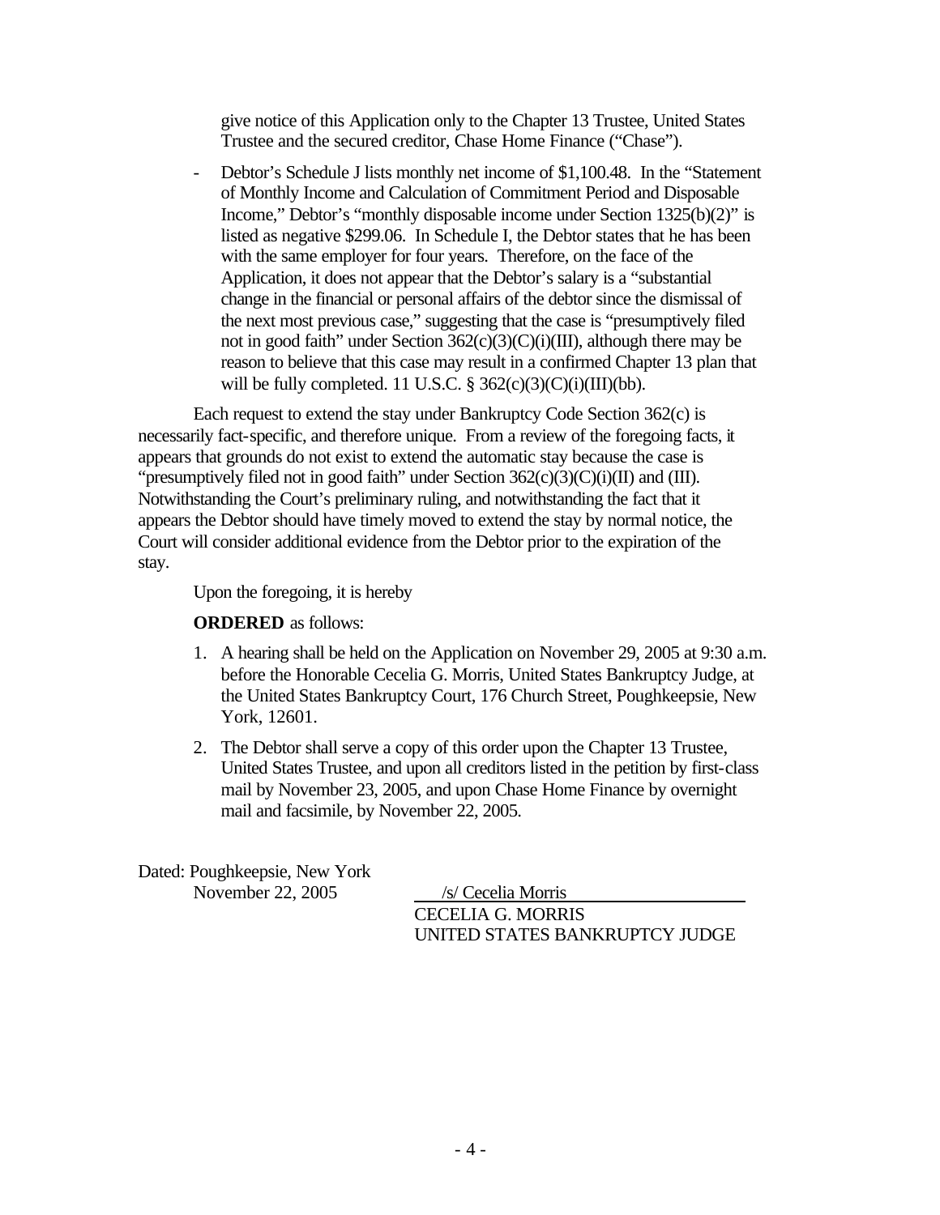give notice of this Application only to the Chapter 13 Trustee, United States Trustee and the secured creditor, Chase Home Finance ("Chase").

- Debtor's Schedule J lists monthly net income of $1,100.48. In the "Statement of Monthly Income and Calculation of Commitment Period and Disposable Income," Debtor's "monthly disposable income under Section 1325(b)(2)" is listed as negative $299.06. In Schedule I, the Debtor states that he has been with the same employer for four years. Therefore, on the face of the Application, it does not appear that the Debtor's salary is a "substantial change in the financial or personal affairs of the debtor since the dismissal of the next most previous case," suggesting that the case is "presumptively filed not in good faith" under Section 362(c)(3)(C)(i)(III), although there may be reason to believe that this case may result in a confirmed Chapter 13 plan that will be fully completed. 11 U.S.C. § 362(c)(3)(C)(i)(III)(bb).

Each request to extend the stay under Bankruptcy Code Section 362(c) is necessarily fact-specific, and therefore unique. From a review of the foregoing facts, it appears that grounds do not exist to extend the automatic stay because the case is "presumptively filed not in good faith" under Section 362(c)(3)(C)(i)(II) and (III). Notwithstanding the Court's preliminary ruling, and notwithstanding the fact that it appears the Debtor should have timely moved to extend the stay by normal notice, the Court will consider additional evidence from the Debtor prior to the expiration of the stay.

Upon the foregoing, it is hereby

**ORDERED** as follows:

1. A hearing shall be held on the Application on November 29, 2005 at 9:30 a.m. before the Honorable Cecelia G. Morris, United States Bankruptcy Judge, at the United States Bankruptcy Court, 176 Church Street, Poughkeepsie, New York, 12601.
2. The Debtor shall serve a copy of this order upon the Chapter 13 Trustee, United States Trustee, and upon all creditors listed in the petition by first-class mail by November 23, 2005, and upon Chase Home Finance by overnight mail and facsimile, by November 22, 2005.

Dated: Poughkeepsie, New York
November 22, 2005

/s/ Cecelia Morris
CECELIA G. MORRIS
UNITED STATES BANKRUPTCY JUDGE